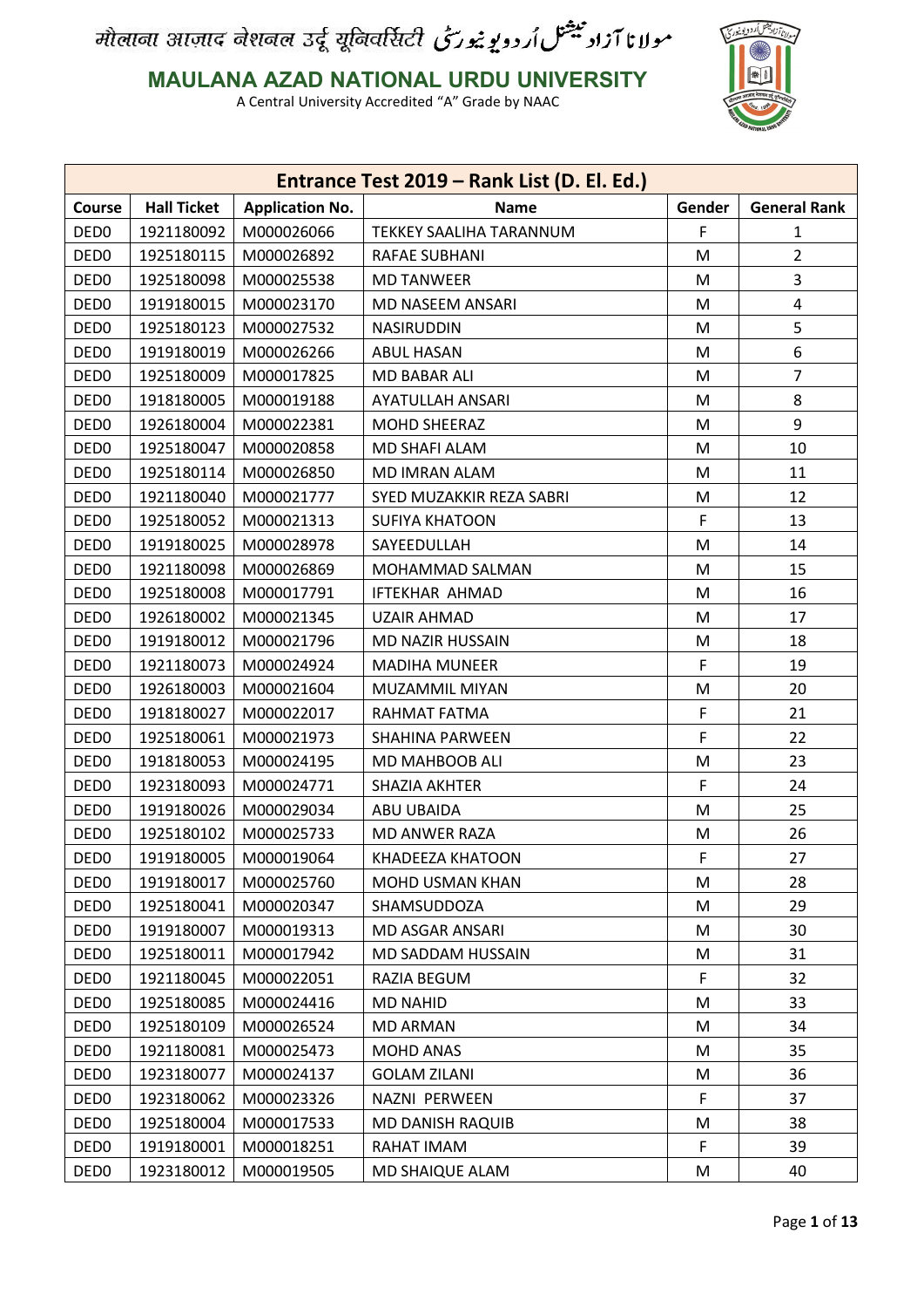मौलाना आज़ाद नेशनल उर्दू यूनिवर्सिटी مولانا آزاد نیشنل اُردو یونیورسٹی

**MAULANA AZAD NATIONAL URDU UNIVERSITY**

A Central University Accredited "A" Grade by NAAC

## Entrance Test 2019 – Rank List (D. El. Ed.)

| Course | Hall Ticket | Application No. | Name | Gender | General Rank |
|---|---|---|---|---|---|
| DED0 | 1921180092 | M000026066 | TEKKEY SAALIHA TARANNUM | F | 1 |
| DED0 | 1925180115 | M000026892 | RAFAE SUBHANI | M | 2 |
| DED0 | 1925180098 | M000025538 | MD TANWEER | M | 3 |
| DED0 | 1919180015 | M000023170 | MD NASEEM ANSARI | M | 4 |
| DED0 | 1925180123 | M000027532 | NASIRUDDIN | M | 5 |
| DED0 | 1919180019 | M000026266 | ABUL HASAN | M | 6 |
| DED0 | 1925180009 | M000017825 | MD BABAR ALI | M | 7 |
| DED0 | 1918180005 | M000019188 | AYATULLAH ANSARI | M | 8 |
| DED0 | 1926180004 | M000022381 | MOHD SHEERAZ | M | 9 |
| DED0 | 1925180047 | M000020858 | MD SHAFI ALAM | M | 10 |
| DED0 | 1925180114 | M000026850 | MD IMRAN ALAM | M | 11 |
| DED0 | 1921180040 | M000021777 | SYED MUZAKKIR REZA SABRI | M | 12 |
| DED0 | 1925180052 | M000021313 | SUFIYA KHATOON | F | 13 |
| DED0 | 1919180025 | M000028978 | SAYEEDULLAH | M | 14 |
| DED0 | 1921180098 | M000026869 | MOHAMMAD SALMAN | M | 15 |
| DED0 | 1925180008 | M000017791 | IFTEKHAR AHMAD | M | 16 |
| DED0 | 1926180002 | M000021345 | UZAIR AHMAD | M | 17 |
| DED0 | 1919180012 | M000021796 | MD NAZIR HUSSAIN | M | 18 |
| DED0 | 1921180073 | M000024924 | MADIHA MUNEER | F | 19 |
| DED0 | 1926180003 | M000021604 | MUZAMMIL MIYAN | M | 20 |
| DED0 | 1918180027 | M000022017 | RAHMAT FATMA | F | 21 |
| DED0 | 1925180061 | M000021973 | SHAHINA PARWEEN | F | 22 |
| DED0 | 1918180053 | M000024195 | MD MAHBOOB ALI | M | 23 |
| DED0 | 1923180093 | M000024771 | SHAZIA AKHTER | F | 24 |
| DED0 | 1919180026 | M000029034 | ABU UBAIDA | M | 25 |
| DED0 | 1925180102 | M000025733 | MD ANWER RAZA | M | 26 |
| DED0 | 1919180005 | M000019064 | KHADEEZA KHATOON | F | 27 |
| DED0 | 1919180017 | M000025760 | MOHD USMAN KHAN | M | 28 |
| DED0 | 1925180041 | M000020347 | SHAMSUDDOZA | M | 29 |
| DED0 | 1919180007 | M000019313 | MD ASGAR ANSARI | M | 30 |
| DED0 | 1925180011 | M000017942 | MD SADDAM HUSSAIN | M | 31 |
| DED0 | 1921180045 | M000022051 | RAZIA BEGUM | F | 32 |
| DED0 | 1925180085 | M000024416 | MD NAHID | M | 33 |
| DED0 | 1925180109 | M000026524 | MD ARMAN | M | 34 |
| DED0 | 1921180081 | M000025473 | MOHD ANAS | M | 35 |
| DED0 | 1923180077 | M000024137 | GOLAM ZILANI | M | 36 |
| DED0 | 1923180062 | M000023326 | NAZNI PERWEEN | F | 37 |
| DED0 | 1925180004 | M000017533 | MD DANISH RAQUIB | M | 38 |
| DED0 | 1919180001 | M000018251 | RAHAT IMAM | F | 39 |
| DED0 | 1923180012 | M000019505 | MD SHAIQUE ALAM | M | 40 |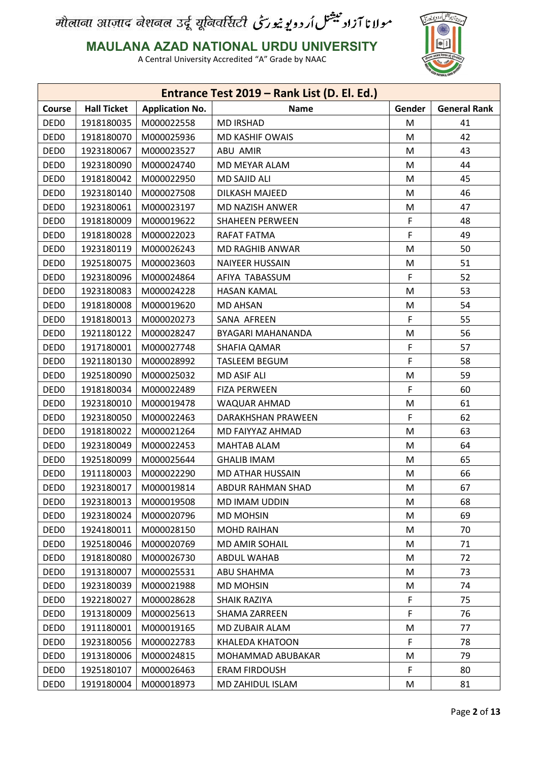# मौलाना आज़ाद नेशनल उर्दू यूनिवर्सिटी مولانا آزاد نیشنل اُردو یونیورسٹی

## MAULANA AZAD NATIONAL URDU UNIVERSITY

A Central University Accredited "A" Grade by NAAC

| Entrance Test 2019 – Rank List (D. El. Ed.) | | | | | |
|---|---|---|---|---|---|
| Course | Hall Ticket | Application No. | Name | Gender | General Rank |
| DED0 | 1918180035 | M000022558 | MD IRSHAD | M | 41 |
| DED0 | 1918180070 | M000025936 | MD KASHIF OWAIS | M | 42 |
| DED0 | 1923180067 | M000023527 | ABU AMIR | M | 43 |
| DED0 | 1923180090 | M000024740 | MD MEYAR ALAM | M | 44 |
| DED0 | 1918180042 | M000022950 | MD SAJID ALI | M | 45 |
| DED0 | 1923180140 | M000027508 | DILKASH MAJEED | M | 46 |
| DED0 | 1923180061 | M000023197 | MD NAZISH ANWER | M | 47 |
| DED0 | 1918180009 | M000019622 | SHAHEEN PERWEEN | F | 48 |
| DED0 | 1918180028 | M000022023 | RAFAT FATMA | F | 49 |
| DED0 | 1923180119 | M000026243 | MD RAGHIB ANWAR | M | 50 |
| DED0 | 1925180075 | M000023603 | NAIYEER HUSSAIN | M | 51 |
| DED0 | 1923180096 | M000024864 | AFIYA TABASSUM | F | 52 |
| DED0 | 1923180083 | M000024228 | HASAN KAMAL | M | 53 |
| DED0 | 1918180008 | M000019620 | MD AHSAN | M | 54 |
| DED0 | 1918180013 | M000020273 | SANA AFREEN | F | 55 |
| DED0 | 1921180122 | M000028247 | BYAGARI MAHANANDA | M | 56 |
| DED0 | 1917180001 | M000027748 | SHAFIA QAMAR | F | 57 |
| DED0 | 1921180130 | M000028992 | TASLEEM BEGUM | F | 58 |
| DED0 | 1925180090 | M000025032 | MD ASIF ALI | M | 59 |
| DED0 | 1918180034 | M000022489 | FIZA PERWEEN | F | 60 |
| DED0 | 1923180010 | M000019478 | WAQUAR AHMAD | M | 61 |
| DED0 | 1923180050 | M000022463 | DARAKHSHAN PRAWEEN | F | 62 |
| DED0 | 1918180022 | M000021264 | MD FAIYYAZ AHMAD | M | 63 |
| DED0 | 1923180049 | M000022453 | MAHTAB ALAM | M | 64 |
| DED0 | 1925180099 | M000025644 | GHALIB IMAM | M | 65 |
| DED0 | 1911180003 | M000022290 | MD ATHAR HUSSAIN | M | 66 |
| DED0 | 1923180017 | M000019814 | ABDUR RAHMAN SHAD | M | 67 |
| DED0 | 1923180013 | M000019508 | MD IMAM UDDIN | M | 68 |
| DED0 | 1923180024 | M000020796 | MD MOHSIN | M | 69 |
| DED0 | 1924180011 | M000028150 | MOHD RAIHAN | M | 70 |
| DED0 | 1925180046 | M000020769 | MD AMIR SOHAIL | M | 71 |
| DED0 | 1918180080 | M000026730 | ABDUL WAHAB | M | 72 |
| DED0 | 1913180007 | M000025531 | ABU SHAHMA | M | 73 |
| DED0 | 1923180039 | M000021988 | MD MOHSIN | M | 74 |
| DED0 | 1922180027 | M000028628 | SHAIK RAZIYA | F | 75 |
| DED0 | 1913180009 | M000025613 | SHAMA ZARREEN | F | 76 |
| DED0 | 1911180001 | M000019165 | MD ZUBAIR ALAM | M | 77 |
| DED0 | 1923180056 | M000022783 | KHALEDA KHATOON | F | 78 |
| DED0 | 1913180006 | M000024815 | MOHAMMAD ABUBAKAR | M | 79 |
| DED0 | 1925180107 | M000026463 | ERAM FIRDOUSH | F | 80 |
| DED0 | 1919180004 | M000018973 | MD ZAHIDUL ISLAM | M | 81 |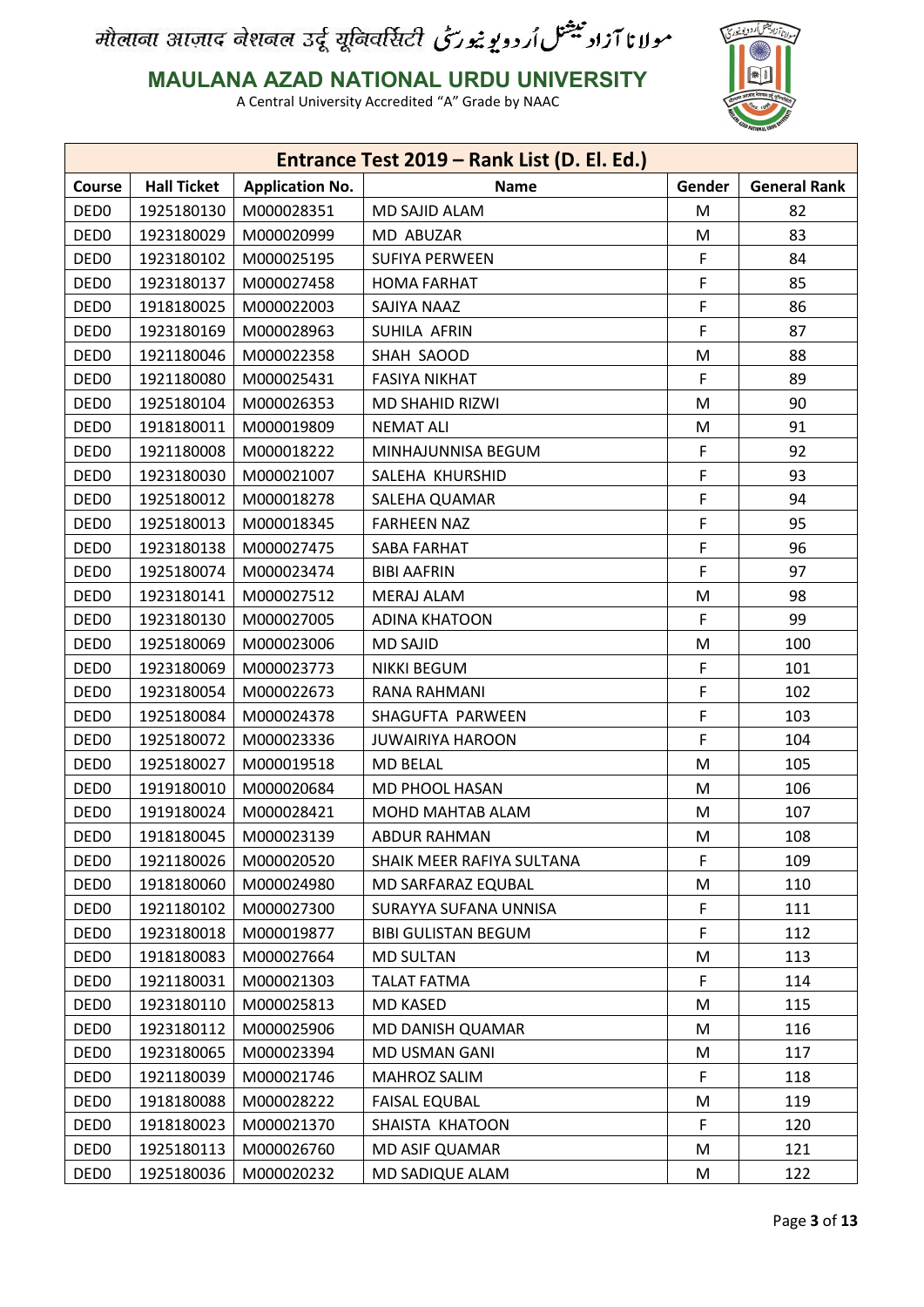| Entrance Test 2019 – Rank List (D. El. Ed.) | | | | | |
|---|---|---|---|---|---|
| Course | Hall Ticket | Application No. | Name | Gender | General Rank |
| DED0 | 1925180130 | M000028351 | MD SAJID ALAM | M | 82 |
| DED0 | 1923180029 | M000020999 | MD ABUZAR | M | 83 |
| DED0 | 1923180102 | M000025195 | SUFIYA PERWEEN | F | 84 |
| DED0 | 1923180137 | M000027458 | HOMA FARHAT | F | 85 |
| DED0 | 1918180025 | M000022003 | SAJIYA NAAZ | F | 86 |
| DED0 | 1923180169 | M000028963 | SUHILA AFRIN | F | 87 |
| DED0 | 1921180046 | M000022358 | SHAH SAOOD | M | 88 |
| DED0 | 1921180080 | M000025431 | FASIYA NIKHAT | F | 89 |
| DED0 | 1925180104 | M000026353 | MD SHAHID RIZWI | M | 90 |
| DED0 | 1918180011 | M000019809 | NEMAT ALI | M | 91 |
| DED0 | 1921180008 | M000018222 | MINHAJUNNISA BEGUM | F | 92 |
| DED0 | 1923180030 | M000021007 | SALEHA KHURSHID | F | 93 |
| DED0 | 1925180012 | M000018278 | SALEHA QUAMAR | F | 94 |
| DED0 | 1925180013 | M000018345 | FARHEEN NAZ | F | 95 |
| DED0 | 1923180138 | M000027475 | SABA FARHAT | F | 96 |
| DED0 | 1925180074 | M000023474 | BIBI AAFRIN | F | 97 |
| DED0 | 1923180141 | M000027512 | MERAJ ALAM | M | 98 |
| DED0 | 1923180130 | M000027005 | ADINA KHATOON | F | 99 |
| DED0 | 1925180069 | M000023006 | MD SAJID | M | 100 |
| DED0 | 1923180069 | M000023773 | NIKKI BEGUM | F | 101 |
| DED0 | 1923180054 | M000022673 | RANA RAHMANI | F | 102 |
| DED0 | 1925180084 | M000024378 | SHAGUFTA PARWEEN | F | 103 |
| DED0 | 1925180072 | M000023336 | JUWAIRIYA HAROON | F | 104 |
| DED0 | 1925180027 | M000019518 | MD BELAL | M | 105 |
| DED0 | 1919180010 | M000020684 | MD PHOOL HASAN | M | 106 |
| DED0 | 1919180024 | M000028421 | MOHD MAHTAB ALAM | M | 107 |
| DED0 | 1918180045 | M000023139 | ABDUR RAHMAN | M | 108 |
| DED0 | 1921180026 | M000020520 | SHAIK MEER RAFIYA SULTANA | F | 109 |
| DED0 | 1918180060 | M000024980 | MD SARFARAZ EQUBAL | M | 110 |
| DED0 | 1921180102 | M000027300 | SURAYYA SUFANA UNNISA | F | 111 |
| DED0 | 1923180018 | M000019877 | BIBI GULISTAN BEGUM | F | 112 |
| DED0 | 1918180083 | M000027664 | MD SULTAN | M | 113 |
| DED0 | 1921180031 | M000021303 | TALAT FATMA | F | 114 |
| DED0 | 1923180110 | M000025813 | MD KASED | M | 115 |
| DED0 | 1923180112 | M000025906 | MD DANISH QUAMAR | M | 116 |
| DED0 | 1923180065 | M000023394 | MD USMAN GANI | M | 117 |
| DED0 | 1921180039 | M000021746 | MAHROZ SALIM | F | 118 |
| DED0 | 1918180088 | M000028222 | FAISAL EQUBAL | M | 119 |
| DED0 | 1918180023 | M000021370 | SHAISTA KHATOON | F | 120 |
| DED0 | 1925180113 | M000026760 | MD ASIF QUAMAR | M | 121 |
| DED0 | 1925180036 | M000020232 | MD SADIQUE ALAM | M | 122 |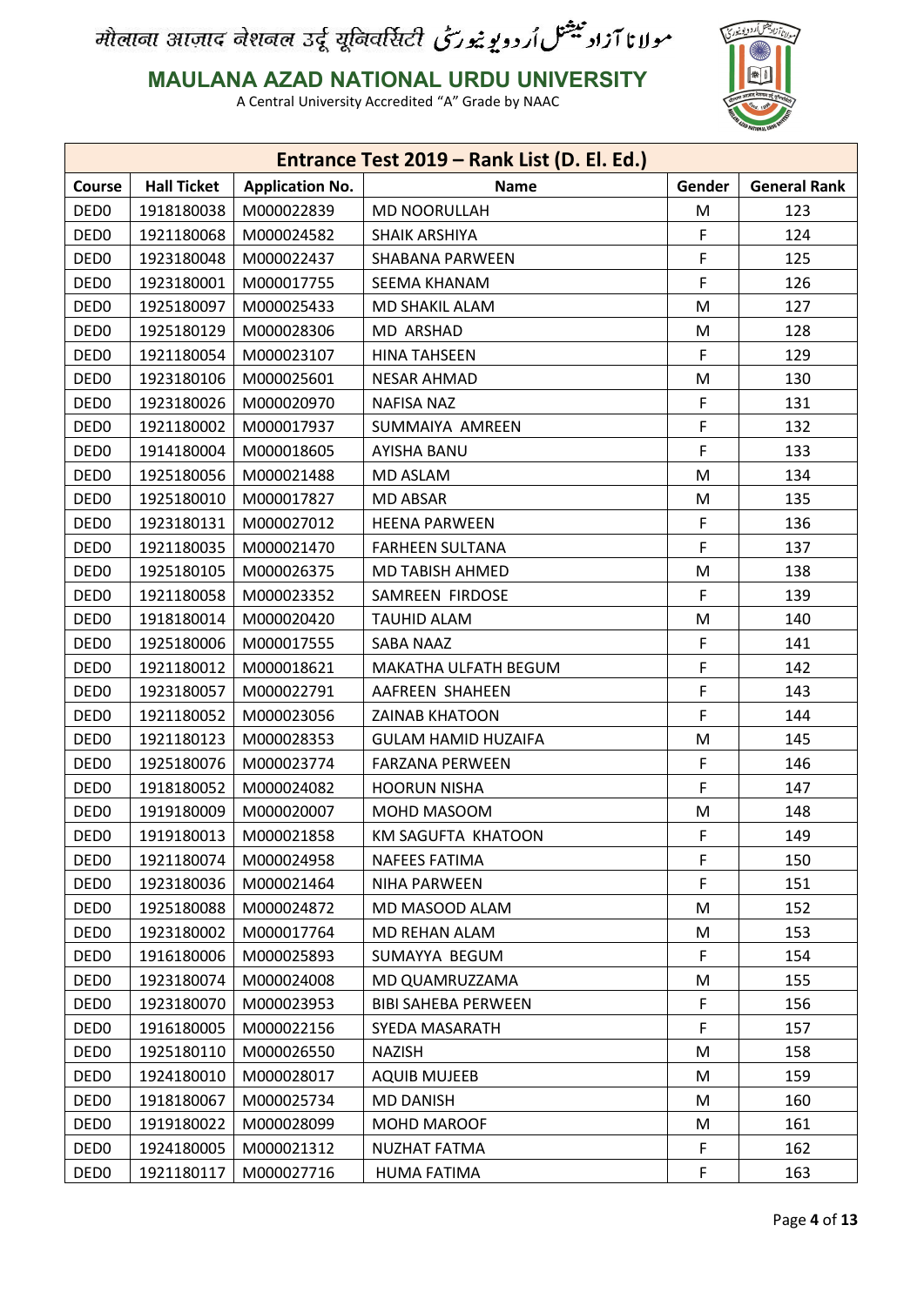मौलाना आज़ाद नेशनल उर्दू यूनिवर्सिटी مولانا آزاد نیشنل اُردو یونیورسٹی

**MAULANA AZAD NATIONAL URDU UNIVERSITY**

A Central University Accredited "A" Grade by NAAC

| Entrance Test 2019 – Rank List (D. El. Ed.) | | | | | |
|---|---|---|---|---|---|
| **Course** | **Hall Ticket** | **Application No.** | **Name** | **Gender** | **General Rank** |
| DED0 | 1918180038 | M000022839 | MD NOORULLAH | M | 123 |
| DED0 | 1921180068 | M000024582 | SHAIK ARSHIYA | F | 124 |
| DED0 | 1923180048 | M000022437 | SHABANA PARWEEN | F | 125 |
| DED0 | 1923180001 | M000017755 | SEEMA KHANAM | F | 126 |
| DED0 | 1925180097 | M000025433 | MD SHAKIL ALAM | M | 127 |
| DED0 | 1925180129 | M000028306 | MD ARSHAD | M | 128 |
| DED0 | 1921180054 | M000023107 | HINA TAHSEEN | F | 129 |
| DED0 | 1923180106 | M000025601 | NESAR AHMAD | M | 130 |
| DED0 | 1923180026 | M000020970 | NAFISA NAZ | F | 131 |
| DED0 | 1921180002 | M000017937 | SUMMAIYA AMREEN | F | 132 |
| DED0 | 1914180004 | M000018605 | AYISHA BANU | F | 133 |
| DED0 | 1925180056 | M000021488 | MD ASLAM | M | 134 |
| DED0 | 1925180010 | M000017827 | MD ABSAR | M | 135 |
| DED0 | 1923180131 | M000027012 | HEENA PARWEEN | F | 136 |
| DED0 | 1921180035 | M000021470 | FARHEEN SULTANA | F | 137 |
| DED0 | 1925180105 | M000026375 | MD TABISH AHMED | M | 138 |
| DED0 | 1921180058 | M000023352 | SAMREEN FIRDOSE | F | 139 |
| DED0 | 1918180014 | M000020420 | TAUHID ALAM | M | 140 |
| DED0 | 1925180006 | M000017555 | SABA NAAZ | F | 141 |
| DED0 | 1921180012 | M000018621 | MAKATHA ULFATH BEGUM | F | 142 |
| DED0 | 1923180057 | M000022791 | AAFREEN SHAHEEN | F | 143 |
| DED0 | 1921180052 | M000023056 | ZAINAB KHATOON | F | 144 |
| DED0 | 1921180123 | M000028353 | GULAM HAMID HUZAIFA | M | 145 |
| DED0 | 1925180076 | M000023774 | FARZANA PERWEEN | F | 146 |
| DED0 | 1918180052 | M000024082 | HOORUN NISHA | F | 147 |
| DED0 | 1919180009 | M000020007 | MOHD MASOOM | M | 148 |
| DED0 | 1919180013 | M000021858 | KM SAGUFTA KHATOON | F | 149 |
| DED0 | 1921180074 | M000024958 | NAFEES FATIMA | F | 150 |
| DED0 | 1923180036 | M000021464 | NIHA PARWEEN | F | 151 |
| DED0 | 1925180088 | M000024872 | MD MASOOD ALAM | M | 152 |
| DED0 | 1923180002 | M000017764 | MD REHAN ALAM | M | 153 |
| DED0 | 1916180006 | M000025893 | SUMAYYA BEGUM | F | 154 |
| DED0 | 1923180074 | M000024008 | MD QUAMRUZZAMA | M | 155 |
| DED0 | 1923180070 | M000023953 | BIBI SAHEBA PERWEEN | F | 156 |
| DED0 | 1916180005 | M000022156 | SYEDA MASARATH | F | 157 |
| DED0 | 1925180110 | M000026550 | NAZISH | M | 158 |
| DED0 | 1924180010 | M000028017 | AQUIB MUJEEB | M | 159 |
| DED0 | 1918180067 | M000025734 | MD DANISH | M | 160 |
| DED0 | 1919180022 | M000028099 | MOHD MAROOF | M | 161 |
| DED0 | 1924180005 | M000021312 | NUZHAT FATMA | F | 162 |
| DED0 | 1921180117 | M000027716 | HUMA FATIMA | F | 163 |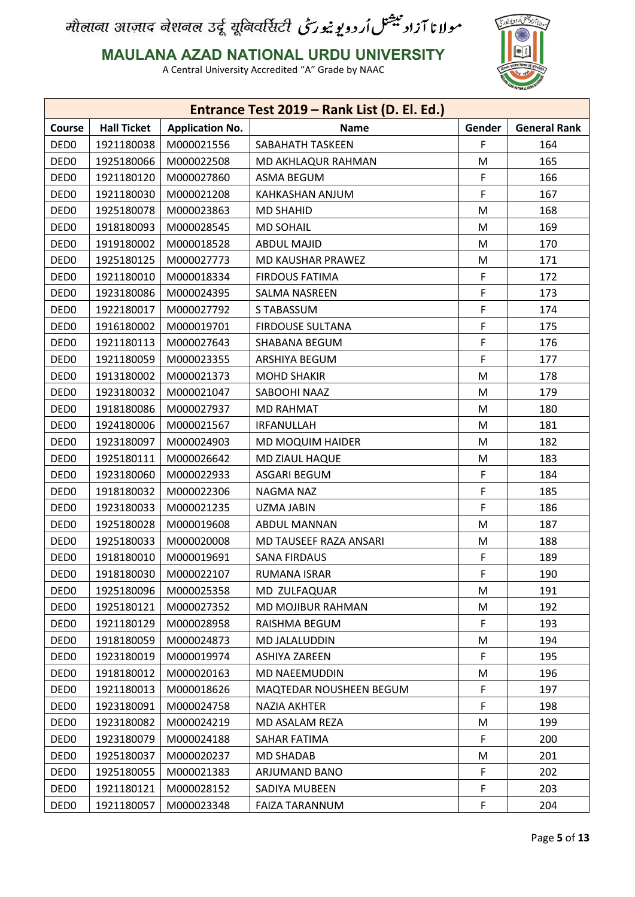मौलाना आज़ाद नेशनल उर्दू यूनिवर्सिटी مولانا آزاد نیشنل اُردو یونیورسٹی

**MAULANA AZAD NATIONAL URDU UNIVERSITY**

A Central University Accredited "A" Grade by NAAC

| Entrance Test 2019 – Rank List (D. El. Ed.) | | | | | |
|---|---|---|---|---|---|
| **Course** | **Hall Ticket** | **Application No.** | **Name** | **Gender** | **General Rank** |
| DED0 | 1921180038 | M000021556 | SABAHATH TASKEEN | F | 164 |
| DED0 | 1925180066 | M000022508 | MD AKHLAQUR RAHMAN | M | 165 |
| DED0 | 1921180120 | M000027860 | ASMA BEGUM | F | 166 |
| DED0 | 1921180030 | M000021208 | KAHKASHAN ANJUM | F | 167 |
| DED0 | 1925180078 | M000023863 | MD SHAHID | M | 168 |
| DED0 | 1918180093 | M000028545 | MD SOHAIL | M | 169 |
| DED0 | 1919180002 | M000018528 | ABDUL MAJID | M | 170 |
| DED0 | 1925180125 | M000027773 | MD KAUSHAR PRAWEZ | M | 171 |
| DED0 | 1921180010 | M000018334 | FIRDOUS FATIMA | F | 172 |
| DED0 | 1923180086 | M000024395 | SALMA NASREEN | F | 173 |
| DED0 | 1922180017 | M000027792 | S TABASSUM | F | 174 |
| DED0 | 1916180002 | M000019701 | FIRDOUSE SULTANA | F | 175 |
| DED0 | 1921180113 | M000027643 | SHABANA BEGUM | F | 176 |
| DED0 | 1921180059 | M000023355 | ARSHIYA BEGUM | F | 177 |
| DED0 | 1913180002 | M000021373 | MOHD SHAKIR | M | 178 |
| DED0 | 1923180032 | M000021047 | SABOOHI NAAZ | M | 179 |
| DED0 | 1918180086 | M000027937 | MD RAHMAT | M | 180 |
| DED0 | 1924180006 | M000021567 | IRFANULLAH | M | 181 |
| DED0 | 1923180097 | M000024903 | MD MOQUIM HAIDER | M | 182 |
| DED0 | 1925180111 | M000026642 | MD ZIAUL HAQUE | M | 183 |
| DED0 | 1923180060 | M000022933 | ASGARI BEGUM | F | 184 |
| DED0 | 1918180032 | M000022306 | NAGMA NAZ | F | 185 |
| DED0 | 1923180033 | M000021235 | UZMA JABIN | F | 186 |
| DED0 | 1925180028 | M000019608 | ABDUL MANNAN | M | 187 |
| DED0 | 1925180033 | M000020008 | MD TAUSEEF RAZA ANSARI | M | 188 |
| DED0 | 1918180010 | M000019691 | SANA FIRDAUS | F | 189 |
| DED0 | 1918180030 | M000022107 | RUMANA ISRAR | F | 190 |
| DED0 | 1925180096 | M000025358 | MD ZULFAQUAR | M | 191 |
| DED0 | 1925180121 | M000027352 | MD MOJIBUR RAHMAN | M | 192 |
| DED0 | 1921180129 | M000028958 | RAISHMA BEGUM | F | 193 |
| DED0 | 1918180059 | M000024873 | MD JALALUDDIN | M | 194 |
| DED0 | 1923180019 | M000019974 | ASHIYA ZAREEN | F | 195 |
| DED0 | 1918180012 | M000020163 | MD NAEEMUDDIN | M | 196 |
| DED0 | 1921180013 | M000018626 | MAQTEDAR NOUSHEEN BEGUM | F | 197 |
| DED0 | 1923180091 | M000024758 | NAZIA AKHTER | F | 198 |
| DED0 | 1923180082 | M000024219 | MD ASALAM REZA | M | 199 |
| DED0 | 1923180079 | M000024188 | SAHAR FATIMA | F | 200 |
| DED0 | 1925180037 | M000020237 | MD SHADAB | M | 201 |
| DED0 | 1925180055 | M000021383 | ARJUMAND BANO | F | 202 |
| DED0 | 1921180121 | M000028152 | SADIYA MUBEEN | F | 203 |
| DED0 | 1921180057 | M000023348 | FAIZA TARANNUM | F | 204 |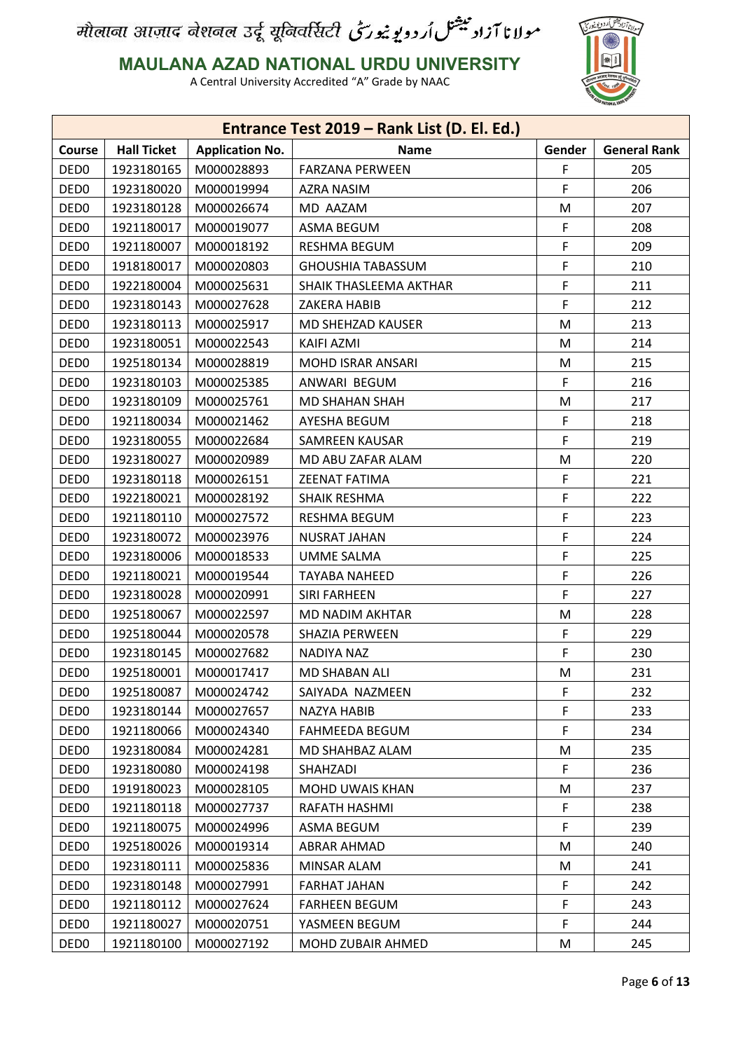मौलाना आज़ाद नेशनल उर्दू यूनिवर्सिटी مولانا آزاد نیشنل اُردو یونیورسٹی

**MAULANA AZAD NATIONAL URDU UNIVERSITY**

A Central University Accredited "A" Grade by NAAC

| Entrance Test 2019 – Rank List (D. El. Ed.) | | | | | |
|---|---|---|---|---|---|
| **Course** | **Hall Ticket** | **Application No.** | **Name** | **Gender** | **General Rank** |
| DED0 | 1923180165 | M000028893 | FARZANA PERWEEN | F | 205 |
| DED0 | 1923180020 | M000019994 | AZRA NASIM | F | 206 |
| DED0 | 1923180128 | M000026674 | MD AAZAM | M | 207 |
| DED0 | 1921180017 | M000019077 | ASMA BEGUM | F | 208 |
| DED0 | 1921180007 | M000018192 | RESHMA BEGUM | F | 209 |
| DED0 | 1918180017 | M000020803 | GHOUSHIA TABASSUM | F | 210 |
| DED0 | 1922180004 | M000025631 | SHAIK THASLEEMA AKTHAR | F | 211 |
| DED0 | 1923180143 | M000027628 | ZAKERA HABIB | F | 212 |
| DED0 | 1923180113 | M000025917 | MD SHEHZAD KAUSER | M | 213 |
| DED0 | 1923180051 | M000022543 | KAIFI AZMI | M | 214 |
| DED0 | 1925180134 | M000028819 | MOHD ISRAR ANSARI | M | 215 |
| DED0 | 1923180103 | M000025385 | ANWARI BEGUM | F | 216 |
| DED0 | 1923180109 | M000025761 | MD SHAHAN SHAH | M | 217 |
| DED0 | 1921180034 | M000021462 | AYESHA BEGUM | F | 218 |
| DED0 | 1923180055 | M000022684 | SAMREEN KAUSAR | F | 219 |
| DED0 | 1923180027 | M000020989 | MD ABU ZAFAR ALAM | M | 220 |
| DED0 | 1923180118 | M000026151 | ZEENAT FATIMA | F | 221 |
| DED0 | 1922180021 | M000028192 | SHAIK RESHMA | F | 222 |
| DED0 | 1921180110 | M000027572 | RESHMA BEGUM | F | 223 |
| DED0 | 1923180072 | M000023976 | NUSRAT JAHAN | F | 224 |
| DED0 | 1923180006 | M000018533 | UMME SALMA | F | 225 |
| DED0 | 1921180021 | M000019544 | TAYABA NAHEED | F | 226 |
| DED0 | 1923180028 | M000020991 | SIRI FARHEEN | F | 227 |
| DED0 | 1925180067 | M000022597 | MD NADIM AKHTAR | M | 228 |
| DED0 | 1925180044 | M000020578 | SHAZIA PERWEEN | F | 229 |
| DED0 | 1923180145 | M000027682 | NADIYA NAZ | F | 230 |
| DED0 | 1925180001 | M000017417 | MD SHABAN ALI | M | 231 |
| DED0 | 1925180087 | M000024742 | SAIYADA NAZMEEN | F | 232 |
| DED0 | 1923180144 | M000027657 | NAZYA HABIB | F | 233 |
| DED0 | 1921180066 | M000024340 | FAHMEEDA BEGUM | F | 234 |
| DED0 | 1923180084 | M000024281 | MD SHAHBAZ ALAM | M | 235 |
| DED0 | 1923180080 | M000024198 | SHAHZADI | F | 236 |
| DED0 | 1919180023 | M000028105 | MOHD UWAIS KHAN | M | 237 |
| DED0 | 1921180118 | M000027737 | RAFATH HASHMI | F | 238 |
| DED0 | 1921180075 | M000024996 | ASMA BEGUM | F | 239 |
| DED0 | 1925180026 | M000019314 | ABRAR AHMAD | M | 240 |
| DED0 | 1923180111 | M000025836 | MINSAR ALAM | M | 241 |
| DED0 | 1923180148 | M000027991 | FARHAT JAHAN | F | 242 |
| DED0 | 1921180112 | M000027624 | FARHEEN BEGUM | F | 243 |
| DED0 | 1921180027 | M000020751 | YASMEEN BEGUM | F | 244 |
| DED0 | 1921180100 | M000027192 | MOHD ZUBAIR AHMED | M | 245 |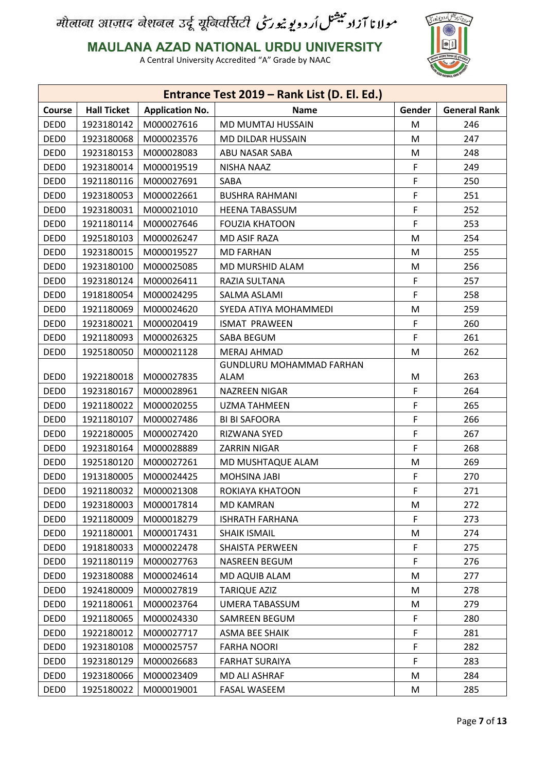| Entrance Test 2019 – Rank List (D. El. Ed.) | | | | | |
|---|---|---|---|---|---|
| Course | Hall Ticket | Application No. | Name | Gender | General Rank |
| DED0 | 1923180142 | M000027616 | MD MUMTAJ HUSSAIN | M | 246 |
| DED0 | 1923180068 | M000023576 | MD DILDAR HUSSAIN | M | 247 |
| DED0 | 1923180153 | M000028083 | ABU NASAR SABA | M | 248 |
| DED0 | 1923180014 | M000019519 | NISHA NAAZ | F | 249 |
| DED0 | 1921180116 | M000027691 | SABA | F | 250 |
| DED0 | 1923180053 | M000022661 | BUSHRA RAHMANI | F | 251 |
| DED0 | 1923180031 | M000021010 | HEENA TABASSUM | F | 252 |
| DED0 | 1921180114 | M000027646 | FOUZIA KHATOON | F | 253 |
| DED0 | 1925180103 | M000026247 | MD ASIF RAZA | M | 254 |
| DED0 | 1923180015 | M000019527 | MD FARHAN | M | 255 |
| DED0 | 1923180100 | M000025085 | MD MURSHID ALAM | M | 256 |
| DED0 | 1923180124 | M000026411 | RAZIA SULTANA | F | 257 |
| DED0 | 1918180054 | M000024295 | SALMA ASLAMI | F | 258 |
| DED0 | 1921180069 | M000024620 | SYEDA ATIYA MOHAMMEDI | M | 259 |
| DED0 | 1923180021 | M000020419 | ISMAT PRAWEEN | F | 260 |
| DED0 | 1921180093 | M000026325 | SABA BEGUM | F | 261 |
| DED0 | 1925180050 | M000021128 | MERAJ AHMAD | M | 262 |
| DED0 | 1922180018 | M000027835 | GUNDLURU MOHAMMAD FARHAN ALAM | M | 263 |
| DED0 | 1923180167 | M000028961 | NAZREEN NIGAR | F | 264 |
| DED0 | 1921180022 | M000020255 | UZMA TAHMEEN | F | 265 |
| DED0 | 1921180107 | M000027486 | BI BI SAFOORA | F | 266 |
| DED0 | 1922180005 | M000027420 | RIZWANA SYED | F | 267 |
| DED0 | 1923180164 | M000028889 | ZARRIN NIGAR | F | 268 |
| DED0 | 1925180120 | M000027261 | MD MUSHTAQUE ALAM | M | 269 |
| DED0 | 1913180005 | M000024425 | MOHSINA JABI | F | 270 |
| DED0 | 1921180032 | M000021308 | ROKIAYA KHATOON | F | 271 |
| DED0 | 1923180003 | M000017814 | MD KAMRAN | M | 272 |
| DED0 | 1921180009 | M000018279 | ISHRATH FARHANA | F | 273 |
| DED0 | 1921180001 | M000017431 | SHAIK ISMAIL | M | 274 |
| DED0 | 1918180033 | M000022478 | SHAISTA PERWEEN | F | 275 |
| DED0 | 1921180119 | M000027763 | NASREEN BEGUM | F | 276 |
| DED0 | 1923180088 | M000024614 | MD AQUIB ALAM | M | 277 |
| DED0 | 1924180009 | M000027819 | TARIQUE AZIZ | M | 278 |
| DED0 | 1921180061 | M000023764 | UMERA TABASSUM | M | 279 |
| DED0 | 1921180065 | M000024330 | SAMREEN BEGUM | F | 280 |
| DED0 | 1922180012 | M000027717 | ASMA BEE SHAIK | F | 281 |
| DED0 | 1923180108 | M000025757 | FARHA NOORI | F | 282 |
| DED0 | 1923180129 | M000026683 | FARHAT SURAIYA | F | 283 |
| DED0 | 1923180066 | M000023409 | MD ALI ASHRAF | M | 284 |
| DED0 | 1925180022 | M000019001 | FASAL WASEEM | M | 285 |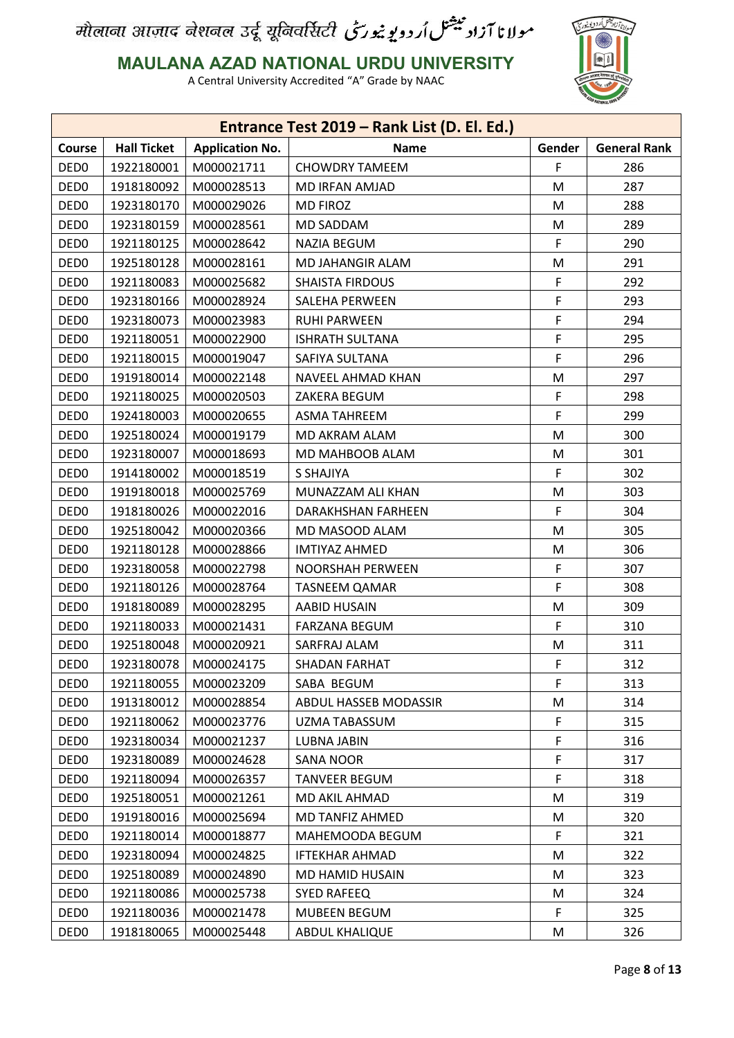मौलाना आज़ाद नेशनल उर्दू यूनिवर्सिटी مولانا آزاد نیشنل اُردو یونیورسٹی

**MAULANA AZAD NATIONAL URDU UNIVERSITY**

A Central University Accredited "A" Grade by NAAC

| Entrance Test 2019 – Rank List (D. El. Ed.) | | | | | |
|---|---|---|---|---|---|
| Course | Hall Ticket | Application No. | Name | Gender | General Rank |
| DED0 | 1922180001 | M000021711 | CHOWDRY TAMEEM | F | 286 |
| DED0 | 1918180092 | M000028513 | MD IRFAN AMJAD | M | 287 |
| DED0 | 1923180170 | M000029026 | MD FIROZ | M | 288 |
| DED0 | 1923180159 | M000028561 | MD SADDAM | M | 289 |
| DED0 | 1921180125 | M000028642 | NAZIA BEGUM | F | 290 |
| DED0 | 1925180128 | M000028161 | MD JAHANGIR ALAM | M | 291 |
| DED0 | 1921180083 | M000025682 | SHAISTA FIRDOUS | F | 292 |
| DED0 | 1923180166 | M000028924 | SALEHA PERWEEN | F | 293 |
| DED0 | 1923180073 | M000023983 | RUHI PARWEEN | F | 294 |
| DED0 | 1921180051 | M000022900 | ISHRATH SULTANA | F | 295 |
| DED0 | 1921180015 | M000019047 | SAFIYA SULTANA | F | 296 |
| DED0 | 1919180014 | M000022148 | NAVEEL AHMAD KHAN | M | 297 |
| DED0 | 1921180025 | M000020503 | ZAKERA BEGUM | F | 298 |
| DED0 | 1924180003 | M000020655 | ASMA TAHREEM | F | 299 |
| DED0 | 1925180024 | M000019179 | MD AKRAM ALAM | M | 300 |
| DED0 | 1923180007 | M000018693 | MD MAHBOOB ALAM | M | 301 |
| DED0 | 1914180002 | M000018519 | S SHAJIYA | F | 302 |
| DED0 | 1919180018 | M000025769 | MUNAZZAM ALI KHAN | M | 303 |
| DED0 | 1918180026 | M000022016 | DARAKHSHAN FARHEEN | F | 304 |
| DED0 | 1925180042 | M000020366 | MD MASOOD ALAM | M | 305 |
| DED0 | 1921180128 | M000028866 | IMTIYAZ AHMED | M | 306 |
| DED0 | 1923180058 | M000022798 | NOORSHAH PERWEEN | F | 307 |
| DED0 | 1921180126 | M000028764 | TASNEEM QAMAR | F | 308 |
| DED0 | 1918180089 | M000028295 | AABID HUSAIN | M | 309 |
| DED0 | 1921180033 | M000021431 | FARZANA BEGUM | F | 310 |
| DED0 | 1925180048 | M000020921 | SARFRAJ ALAM | M | 311 |
| DED0 | 1923180078 | M000024175 | SHADAN FARHAT | F | 312 |
| DED0 | 1921180055 | M000023209 | SABA BEGUM | F | 313 |
| DED0 | 1913180012 | M000028854 | ABDUL HASSEB MODASSIR | M | 314 |
| DED0 | 1921180062 | M000023776 | UZMA TABASSUM | F | 315 |
| DED0 | 1923180034 | M000021237 | LUBNA JABIN | F | 316 |
| DED0 | 1923180089 | M000024628 | SANA NOOR | F | 317 |
| DED0 | 1921180094 | M000026357 | TANVEER BEGUM | F | 318 |
| DED0 | 1925180051 | M000021261 | MD AKIL AHMAD | M | 319 |
| DED0 | 1919180016 | M000025694 | MD TANFIZ AHMED | M | 320 |
| DED0 | 1921180014 | M000018877 | MAHEMOODA BEGUM | F | 321 |
| DED0 | 1923180094 | M000024825 | IFTEKHAR AHMAD | M | 322 |
| DED0 | 1925180089 | M000024890 | MD HAMID HUSAIN | M | 323 |
| DED0 | 1921180086 | M000025738 | SYED RAFEEQ | M | 324 |
| DED0 | 1921180036 | M000021478 | MUBEEN BEGUM | F | 325 |
| DED0 | 1918180065 | M000025448 | ABDUL KHALIQUE | M | 326 |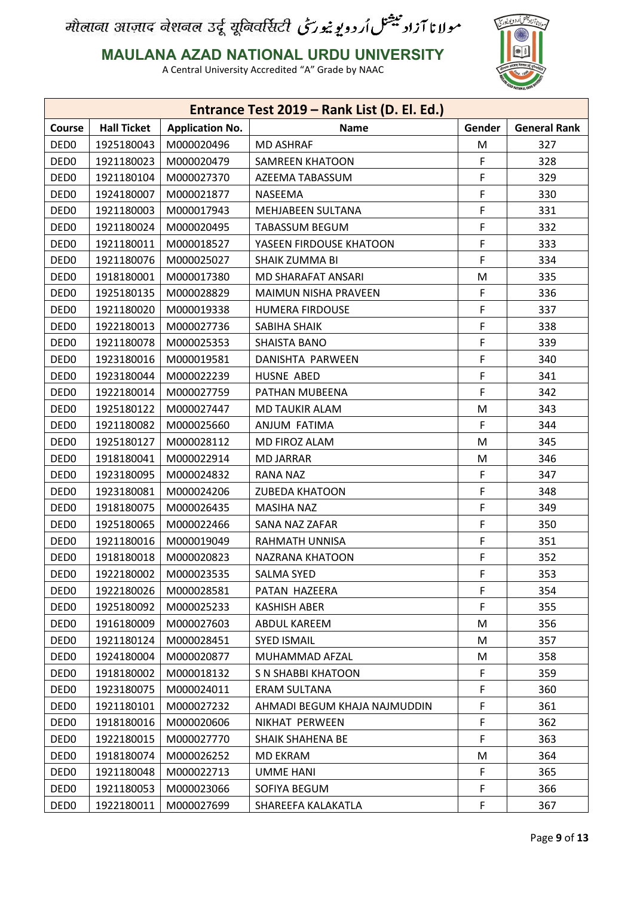मौलाना आज़ाद नेशनल उर्दू यूनिवर्सिटी مولانا آزاد نیشنل اُردو یونیورسٹی

**MAULANA AZAD NATIONAL URDU UNIVERSITY**

A Central University Accredited "A" Grade by NAAC

| Entrance Test 2019 – Rank List (D. El. Ed.) | | | | | |
|---|---|---|---|---|---|
| **Course** | **Hall Ticket** | **Application No.** | **Name** | **Gender** | **General Rank** |
| DED0 | 1925180043 | M000020496 | MD ASHRAF | M | 327 |
| DED0 | 1921180023 | M000020479 | SAMREEN KHATOON | F | 328 |
| DED0 | 1921180104 | M000027370 | AZEEMA TABASSUM | F | 329 |
| DED0 | 1924180007 | M000021877 | NASEEMA | F | 330 |
| DED0 | 1921180003 | M000017943 | MEHJABEEN SULTANA | F | 331 |
| DED0 | 1921180024 | M000020495 | TABASSUM BEGUM | F | 332 |
| DED0 | 1921180011 | M000018527 | YASEEN FIRDOUSE KHATOON | F | 333 |
| DED0 | 1921180076 | M000025027 | SHAIK ZUMMA BI | F | 334 |
| DED0 | 1918180001 | M000017380 | MD SHARAFAT ANSARI | M | 335 |
| DED0 | 1925180135 | M000028829 | MAIMUN NISHA PRAVEEN | F | 336 |
| DED0 | 1921180020 | M000019338 | HUMERA FIRDOUSE | F | 337 |
| DED0 | 1922180013 | M000027736 | SABIHA SHAIK | F | 338 |
| DED0 | 1921180078 | M000025353 | SHAISTA BANO | F | 339 |
| DED0 | 1923180016 | M000019581 | DANISHTA PARWEEN | F | 340 |
| DED0 | 1923180044 | M000022239 | HUSNE ABED | F | 341 |
| DED0 | 1922180014 | M000027759 | PATHAN MUBEENA | F | 342 |
| DED0 | 1925180122 | M000027447 | MD TAUKIR ALAM | M | 343 |
| DED0 | 1921180082 | M000025660 | ANJUM FATIMA | F | 344 |
| DED0 | 1925180127 | M000028112 | MD FIROZ ALAM | M | 345 |
| DED0 | 1918180041 | M000022914 | MD JARRAR | M | 346 |
| DED0 | 1923180095 | M000024832 | RANA NAZ | F | 347 |
| DED0 | 1923180081 | M000024206 | ZUBEDA KHATOON | F | 348 |
| DED0 | 1918180075 | M000026435 | MASIHA NAZ | F | 349 |
| DED0 | 1925180065 | M000022466 | SANA NAZ ZAFAR | F | 350 |
| DED0 | 1921180016 | M000019049 | RAHMATH UNNISA | F | 351 |
| DED0 | 1918180018 | M000020823 | NAZRANA KHATOON | F | 352 |
| DED0 | 1922180002 | M000023535 | SALMA SYED | F | 353 |
| DED0 | 1922180026 | M000028581 | PATAN HAZEERA | F | 354 |
| DED0 | 1925180092 | M000025233 | KASHISH ABER | F | 355 |
| DED0 | 1916180009 | M000027603 | ABDUL KAREEM | M | 356 |
| DED0 | 1921180124 | M000028451 | SYED ISMAIL | M | 357 |
| DED0 | 1924180004 | M000020877 | MUHAMMAD AFZAL | M | 358 |
| DED0 | 1918180002 | M000018132 | S N SHABBI KHATOON | F | 359 |
| DED0 | 1923180075 | M000024011 | ERAM SULTANA | F | 360 |
| DED0 | 1921180101 | M000027232 | AHMADI BEGUM KHAJA NAJMUDDIN | F | 361 |
| DED0 | 1918180016 | M000020606 | NIKHAT PERWEEN | F | 362 |
| DED0 | 1922180015 | M000027770 | SHAIK SHAHENA BE | F | 363 |
| DED0 | 1918180074 | M000026252 | MD EKRAM | M | 364 |
| DED0 | 1921180048 | M000022713 | UMME HANI | F | 365 |
| DED0 | 1921180053 | M000023066 | SOFIYA BEGUM | F | 366 |
| DED0 | 1922180011 | M000027699 | SHAREEFA KALAKATLA | F | 367 |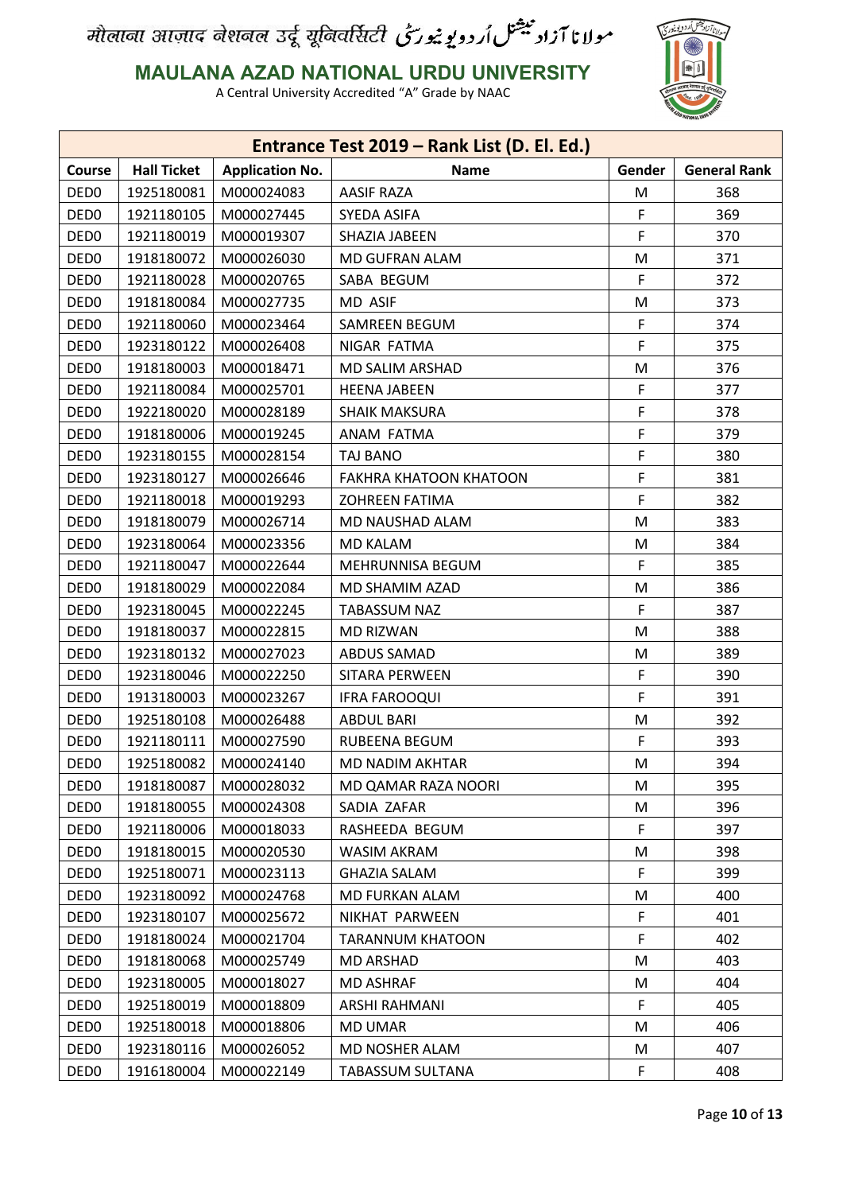मौलाना आज़ाद नेशनल उर्दू यूनिवर्सिटी مولانا آزاد نیشنل اُردو یونیورسٹی

**MAULANA AZAD NATIONAL URDU UNIVERSITY**

A Central University Accredited "A" Grade by NAAC

| Entrance Test 2019 – Rank List (D. El. Ed.) | | | | | |
|---|---|---|---|---|---|
| **Course** | **Hall Ticket** | **Application No.** | **Name** | **Gender** | **General Rank** |
| DED0 | 1925180081 | M000024083 | AASIF RAZA | M | 368 |
| DED0 | 1921180105 | M000027445 | SYEDA ASIFA | F | 369 |
| DED0 | 1921180019 | M000019307 | SHAZIA JABEEN | F | 370 |
| DED0 | 1918180072 | M000026030 | MD GUFRAN ALAM | M | 371 |
| DED0 | 1921180028 | M000020765 | SABA BEGUM | F | 372 |
| DED0 | 1918180084 | M000027735 | MD ASIF | M | 373 |
| DED0 | 1921180060 | M000023464 | SAMREEN BEGUM | F | 374 |
| DED0 | 1923180122 | M000026408 | NIGAR FATMA | F | 375 |
| DED0 | 1918180003 | M000018471 | MD SALIM ARSHAD | M | 376 |
| DED0 | 1921180084 | M000025701 | HEENA JABEEN | F | 377 |
| DED0 | 1922180020 | M000028189 | SHAIK MAKSURA | F | 378 |
| DED0 | 1918180006 | M000019245 | ANAM FATMA | F | 379 |
| DED0 | 1923180155 | M000028154 | TAJ BANO | F | 380 |
| DED0 | 1923180127 | M000026646 | FAKHRA KHATOON KHATOON | F | 381 |
| DED0 | 1921180018 | M000019293 | ZOHREEN FATIMA | F | 382 |
| DED0 | 1918180079 | M000026714 | MD NAUSHAD ALAM | M | 383 |
| DED0 | 1923180064 | M000023356 | MD KALAM | M | 384 |
| DED0 | 1921180047 | M000022644 | MEHRUNNISA BEGUM | F | 385 |
| DED0 | 1918180029 | M000022084 | MD SHAMIM AZAD | M | 386 |
| DED0 | 1923180045 | M000022245 | TABASSUM NAZ | F | 387 |
| DED0 | 1918180037 | M000022815 | MD RIZWAN | M | 388 |
| DED0 | 1923180132 | M000027023 | ABDUS SAMAD | M | 389 |
| DED0 | 1923180046 | M000022250 | SITARA PERWEEN | F | 390 |
| DED0 | 1913180003 | M000023267 | IFRA FAROOQUI | F | 391 |
| DED0 | 1925180108 | M000026488 | ABDUL BARI | M | 392 |
| DED0 | 1921180111 | M000027590 | RUBEENA BEGUM | F | 393 |
| DED0 | 1925180082 | M000024140 | MD NADIM AKHTAR | M | 394 |
| DED0 | 1918180087 | M000028032 | MD QAMAR RAZA NOORI | M | 395 |
| DED0 | 1918180055 | M000024308 | SADIA ZAFAR | M | 396 |
| DED0 | 1921180006 | M000018033 | RASHEEDA BEGUM | F | 397 |
| DED0 | 1918180015 | M000020530 | WASIM AKRAM | M | 398 |
| DED0 | 1925180071 | M000023113 | GHAZIA SALAM | F | 399 |
| DED0 | 1923180092 | M000024768 | MD FURKAN ALAM | M | 400 |
| DED0 | 1923180107 | M000025672 | NIKHAT PARWEEN | F | 401 |
| DED0 | 1918180024 | M000021704 | TARANNUM KHATOON | F | 402 |
| DED0 | 1918180068 | M000025749 | MD ARSHAD | M | 403 |
| DED0 | 1923180005 | M000018027 | MD ASHRAF | M | 404 |
| DED0 | 1925180019 | M000018809 | ARSHI RAHMANI | F | 405 |
| DED0 | 1925180018 | M000018806 | MD UMAR | M | 406 |
| DED0 | 1923180116 | M000026052 | MD NOSHER ALAM | M | 407 |
| DED0 | 1916180004 | M000022149 | TABASSUM SULTANA | F | 408 |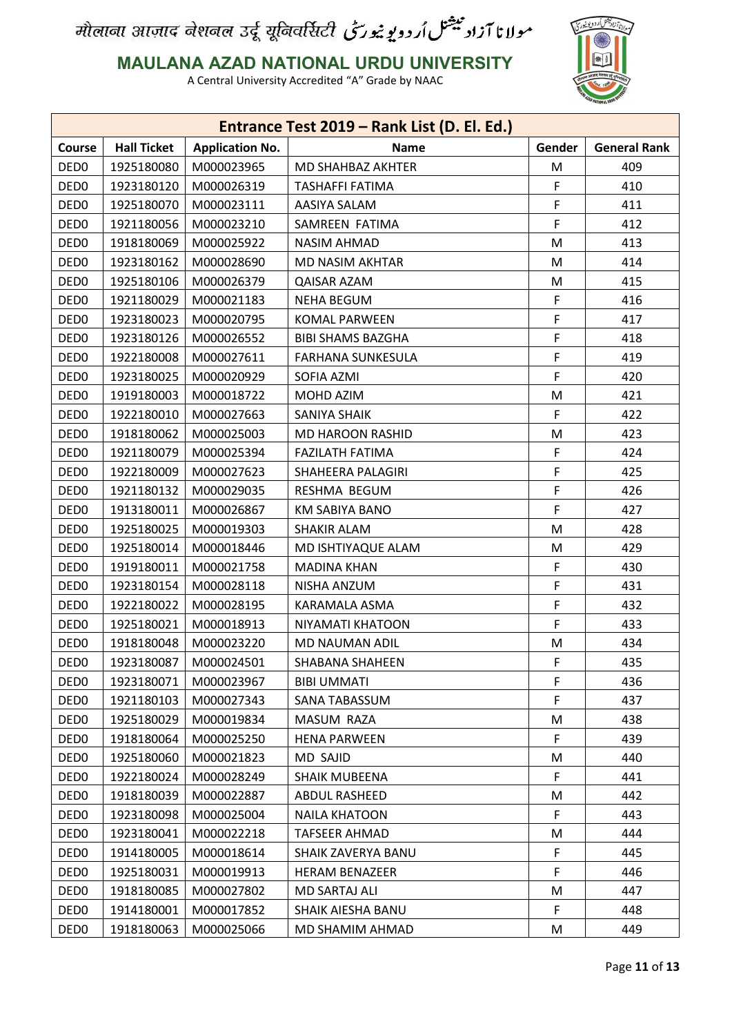मौलाना आज़ाद नेशनल उर्दू यूनिवर्सिटी مولانا آزاد نیشنل اُردو یونیورسٹی

**MAULANA AZAD NATIONAL URDU UNIVERSITY**

A Central University Accredited "A" Grade by NAAC

| Entrance Test 2019 – Rank List (D. El. Ed.) | | | | | |
|---|---|---|---|---|---|
| **Course** | **Hall Ticket** | **Application No.** | **Name** | **Gender** | **General Rank** |
| DED0 | 1925180080 | M000023965 | MD SHAHBAZ AKHTER | M | 409 |
| DED0 | 1923180120 | M000026319 | TASHAFFI FATIMA | F | 410 |
| DED0 | 1925180070 | M000023111 | AASIYA SALAM | F | 411 |
| DED0 | 1921180056 | M000023210 | SAMREEN FATIMA | F | 412 |
| DED0 | 1918180069 | M000025922 | NASIM AHMAD | M | 413 |
| DED0 | 1923180162 | M000028690 | MD NASIM AKHTAR | M | 414 |
| DED0 | 1925180106 | M000026379 | QAISAR AZAM | M | 415 |
| DED0 | 1921180029 | M000021183 | NEHA BEGUM | F | 416 |
| DED0 | 1923180023 | M000020795 | KOMAL PARWEEN | F | 417 |
| DED0 | 1923180126 | M000026552 | BIBI SHAMS BAZGHA | F | 418 |
| DED0 | 1922180008 | M000027611 | FARHANA SUNKESULA | F | 419 |
| DED0 | 1923180025 | M000020929 | SOFIA AZMI | F | 420 |
| DED0 | 1919180003 | M000018722 | MOHD AZIM | M | 421 |
| DED0 | 1922180010 | M000027663 | SANIYA SHAIK | F | 422 |
| DED0 | 1918180062 | M000025003 | MD HAROON RASHID | M | 423 |
| DED0 | 1921180079 | M000025394 | FAZILATH FATIMA | F | 424 |
| DED0 | 1922180009 | M000027623 | SHAHEERA PALAGIRI | F | 425 |
| DED0 | 1921180132 | M000029035 | RESHMA BEGUM | F | 426 |
| DED0 | 1913180011 | M000026867 | KM SABIYA BANO | F | 427 |
| DED0 | 1925180025 | M000019303 | SHAKIR ALAM | M | 428 |
| DED0 | 1925180014 | M000018446 | MD ISHTIYAQUE ALAM | M | 429 |
| DED0 | 1919180011 | M000021758 | MADINA KHAN | F | 430 |
| DED0 | 1923180154 | M000028118 | NISHA ANZUM | F | 431 |
| DED0 | 1922180022 | M000028195 | KARAMALA ASMA | F | 432 |
| DED0 | 1925180021 | M000018913 | NIYAMATI KHATOON | F | 433 |
| DED0 | 1918180048 | M000023220 | MD NAUMAN ADIL | M | 434 |
| DED0 | 1923180087 | M000024501 | SHABANA SHAHEEN | F | 435 |
| DED0 | 1923180071 | M000023967 | BIBI UMMATI | F | 436 |
| DED0 | 1921180103 | M000027343 | SANA TABASSUM | F | 437 |
| DED0 | 1925180029 | M000019834 | MASUM RAZA | M | 438 |
| DED0 | 1918180064 | M000025250 | HENA PARWEEN | F | 439 |
| DED0 | 1925180060 | M000021823 | MD SAJID | M | 440 |
| DED0 | 1922180024 | M000028249 | SHAIK MUBEENA | F | 441 |
| DED0 | 1918180039 | M000022887 | ABDUL RASHEED | M | 442 |
| DED0 | 1923180098 | M000025004 | NAILA KHATOON | F | 443 |
| DED0 | 1923180041 | M000022218 | TAFSEER AHMAD | M | 444 |
| DED0 | 1914180005 | M000018614 | SHAIK ZAVERYA BANU | F | 445 |
| DED0 | 1925180031 | M000019913 | HERAM BENAZEER | F | 446 |
| DED0 | 1918180085 | M000027802 | MD SARTAJ ALI | M | 447 |
| DED0 | 1914180001 | M000017852 | SHAIK AIESHA BANU | F | 448 |
| DED0 | 1918180063 | M000025066 | MD SHAMIM AHMAD | M | 449 |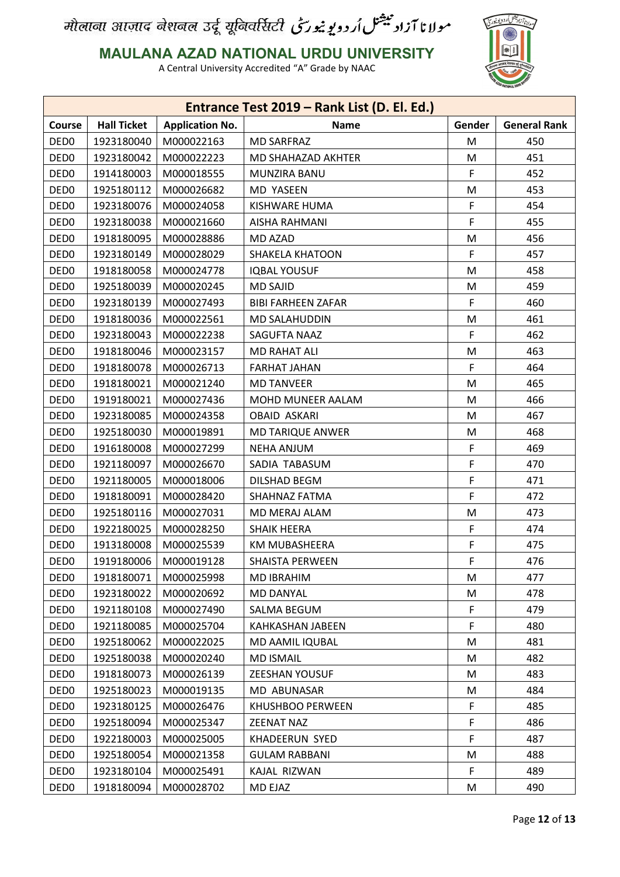मौलाना आज़ाद नेशनल उर्दू यूनिवर्सिटी مولانا آزاد نیشنل اُردو یونیورسٹی

# MAULANA AZAD NATIONAL URDU UNIVERSITY

A Central University Accredited "A" Grade by NAAC

| Entrance Test 2019 – Rank List (D. El. Ed.) | | | | | |
|---|---|---|---|---|---|
| Course | Hall Ticket | Application No. | Name | Gender | General Rank |
| DED0 | 1923180040 | M000022163 | MD SARFRAZ | M | 450 |
| DED0 | 1923180042 | M000022223 | MD SHAHAZAD AKHTER | M | 451 |
| DED0 | 1914180003 | M000018555 | MUNZIRA BANU | F | 452 |
| DED0 | 1925180112 | M000026682 | MD YASEEN | M | 453 |
| DED0 | 1923180076 | M000024058 | KISHWARE HUMA | F | 454 |
| DED0 | 1923180038 | M000021660 | AISHA RAHMANI | F | 455 |
| DED0 | 1918180095 | M000028886 | MD AZAD | M | 456 |
| DED0 | 1923180149 | M000028029 | SHAKELA KHATOON | F | 457 |
| DED0 | 1918180058 | M000024778 | IQBAL YOUSUF | M | 458 |
| DED0 | 1925180039 | M000020245 | MD SAJID | M | 459 |
| DED0 | 1923180139 | M000027493 | BIBI FARHEEN ZAFAR | F | 460 |
| DED0 | 1918180036 | M000022561 | MD SALAHUDDIN | M | 461 |
| DED0 | 1923180043 | M000022238 | SAGUFTA NAAZ | F | 462 |
| DED0 | 1918180046 | M000023157 | MD RAHAT ALI | M | 463 |
| DED0 | 1918180078 | M000026713 | FARHAT JAHAN | F | 464 |
| DED0 | 1918180021 | M000021240 | MD TANVEER | M | 465 |
| DED0 | 1919180021 | M000027436 | MOHD MUNEER AALAM | M | 466 |
| DED0 | 1923180085 | M000024358 | OBAID ASKARI | M | 467 |
| DED0 | 1925180030 | M000019891 | MD TARIQUE ANWER | M | 468 |
| DED0 | 1916180008 | M000027299 | NEHA ANJUM | F | 469 |
| DED0 | 1921180097 | M000026670 | SADIA TABASUM | F | 470 |
| DED0 | 1921180005 | M000018006 | DILSHAD BEGM | F | 471 |
| DED0 | 1918180091 | M000028420 | SHAHNAZ FATMA | F | 472 |
| DED0 | 1925180116 | M000027031 | MD MERAJ ALAM | M | 473 |
| DED0 | 1922180025 | M000028250 | SHAIK HEERA | F | 474 |
| DED0 | 1913180008 | M000025539 | KM MUBASHEERA | F | 475 |
| DED0 | 1919180006 | M000019128 | SHAISTA PERWEEN | F | 476 |
| DED0 | 1918180071 | M000025998 | MD IBRAHIM | M | 477 |
| DED0 | 1923180022 | M000020692 | MD DANYAL | M | 478 |
| DED0 | 1921180108 | M000027490 | SALMA BEGUM | F | 479 |
| DED0 | 1921180085 | M000025704 | KAHKASHAN JABEEN | F | 480 |
| DED0 | 1925180062 | M000022025 | MD AAMIL IQUBAL | M | 481 |
| DED0 | 1925180038 | M000020240 | MD ISMAIL | M | 482 |
| DED0 | 1918180073 | M000026139 | ZEESHAN YOUSUF | M | 483 |
| DED0 | 1925180023 | M000019135 | MD ABUNASAR | M | 484 |
| DED0 | 1923180125 | M000026476 | KHUSHBOO PERWEEN | F | 485 |
| DED0 | 1925180094 | M000025347 | ZEENAT NAZ | F | 486 |
| DED0 | 1922180003 | M000025005 | KHADEERUN SYED | F | 487 |
| DED0 | 1925180054 | M000021358 | GULAM RABBANI | M | 488 |
| DED0 | 1923180104 | M000025491 | KAJAL RIZWAN | F | 489 |
| DED0 | 1918180094 | M000028702 | MD EJAZ | M | 490 |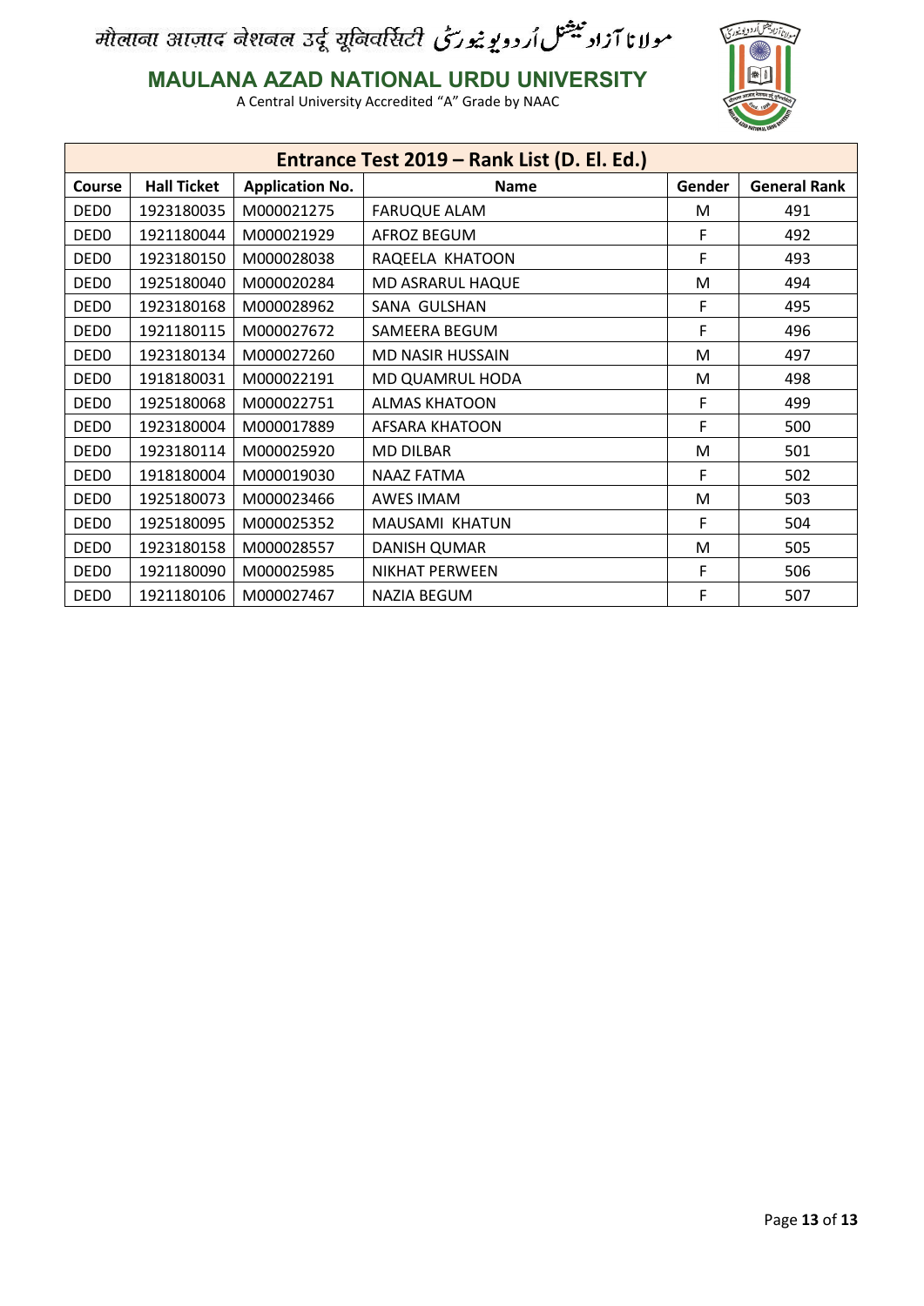मौलाना आज़ाद नेशनल उर्दू यूनिवर्सिटी مولانا آزاد نیشنل اُردو یونیورسٹی

**MAULANA AZAD NATIONAL URDU UNIVERSITY**

A Central University Accredited "A" Grade by NAAC

| Entrance Test 2019 – Rank List (D. El. Ed.) | | | | | |
|---|---|---|---|---|---|
| **Course** | **Hall Ticket** | **Application No.** | **Name** | **Gender** | **General Rank** |
| DED0 | 1923180035 | M000021275 | FARUQUE ALAM | M | 491 |
| DED0 | 1921180044 | M000021929 | AFROZ BEGUM | F | 492 |
| DED0 | 1923180150 | M000028038 | RAQEELA KHATOON | F | 493 |
| DED0 | 1925180040 | M000020284 | MD ASRARUL HAQUE | M | 494 |
| DED0 | 1923180168 | M000028962 | SANA GULSHAN | F | 495 |
| DED0 | 1921180115 | M000027672 | SAMEERA BEGUM | F | 496 |
| DED0 | 1923180134 | M000027260 | MD NASIR HUSSAIN | M | 497 |
| DED0 | 1918180031 | M000022191 | MD QUAMRUL HODA | M | 498 |
| DED0 | 1925180068 | M000022751 | ALMAS KHATOON | F | 499 |
| DED0 | 1923180004 | M000017889 | AFSARA KHATOON | F | 500 |
| DED0 | 1923180114 | M000025920 | MD DILBAR | M | 501 |
| DED0 | 1918180004 | M000019030 | NAAZ FATMA | F | 502 |
| DED0 | 1925180073 | M000023466 | AWES IMAM | M | 503 |
| DED0 | 1925180095 | M000025352 | MAUSAMI KHATUN | F | 504 |
| DED0 | 1923180158 | M000028557 | DANISH QUMAR | M | 505 |
| DED0 | 1921180090 | M000025985 | NIKHAT PERWEEN | F | 506 |
| DED0 | 1921180106 | M000027467 | NAZIA BEGUM | F | 507 |